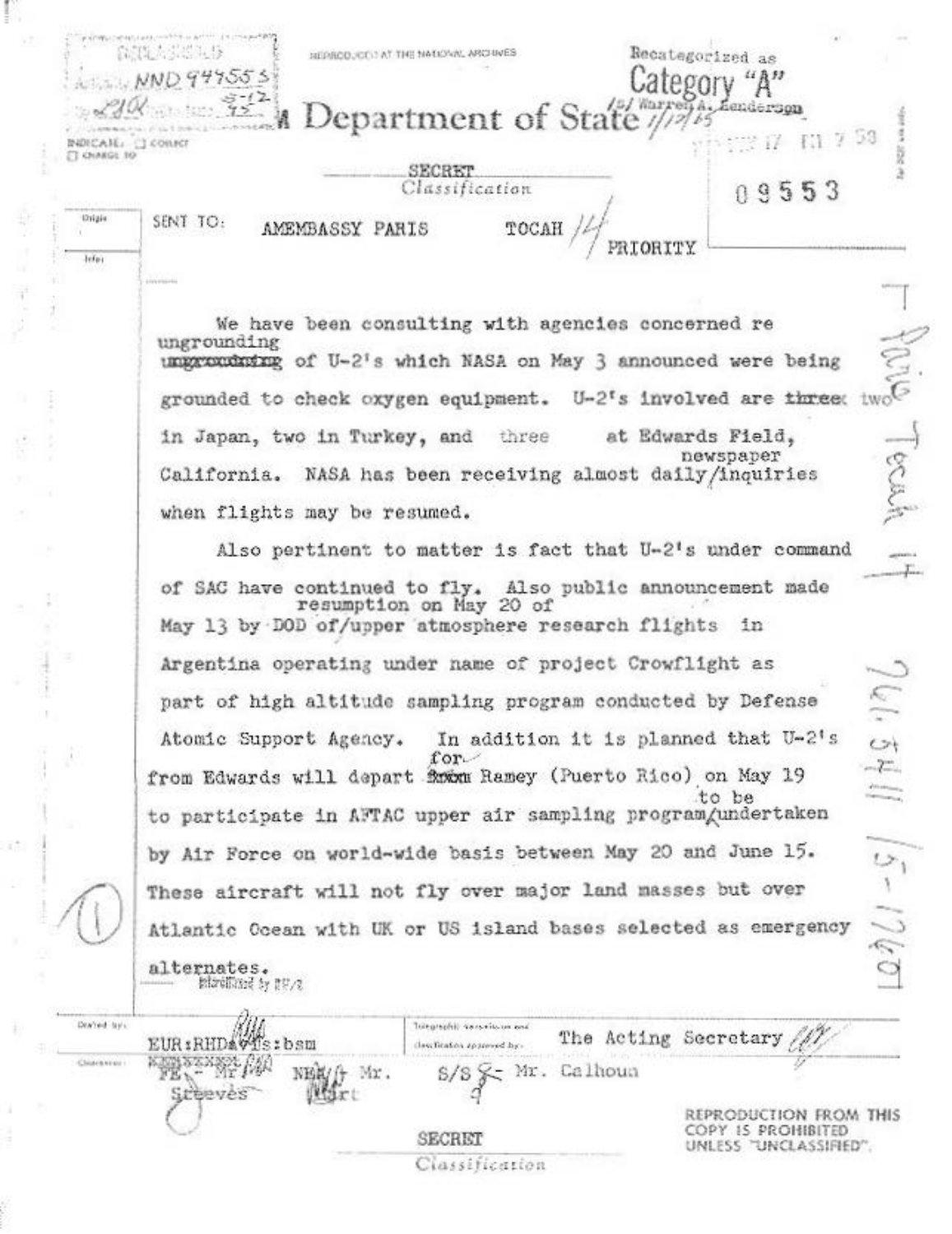DECLASSIFIED
Authority NND 949553
By LHR NARA Date 5-12-95

REPRODUCED AT THE NATIONAL ARCHIVES

Recategorized as
Category "A"
/s/ Warren A. Henderson 1/12/65

# Department of State

INDICATE: ☐ COLLECT
☐ CHARGE TO

SECRET
*Classification*

09553

SENT TO: AMEMBASSY PARIS TOCAH 14 PRIORITY

We have been consulting with agencies concerned re ungrounding of U-2's which NASA on May 3 announced were being grounded to check oxygen equipment. U-2's involved are two in Japan, two in Turkey, and three at Edwards Field, California. NASA has been receiving almost daily newspaper inquiries when flights may be resumed.

Also pertinent to matter is fact that U-2's under command of SAC have continued to fly. Also public announcement made May 13 by DOD of resumption on May 20 of upper atmosphere research flights in Argentina operating under name of project Crowflight as part of high altitude sampling program conducted by Defense Atomic Support Agency. In addition it is planned that U-2's from Edwards will depart for Ramey (Puerto Rico) on May 19 to participate in AFTAC upper air sampling program to be undertaken by Air Force on world-wide basis between May 20 and June 15. These aircraft will not fly over major land masses but over Atlantic Ocean with UK or US island bases selected as emergency alternates.

Paris Tocah 14

761.5411/5-1760

Drafted by: EUR:RHDavis:bsm

Telegraphic transmission and classification approved by: The Acting Secretary

Clearances: FE - Mr Steeves; NEA - Mr. Hart; S/S - Mr. Calhoun

SECRET
*Classification*

REPRODUCTION FROM THIS COPY IS PROHIBITED UNLESS "UNCLASSIFIED".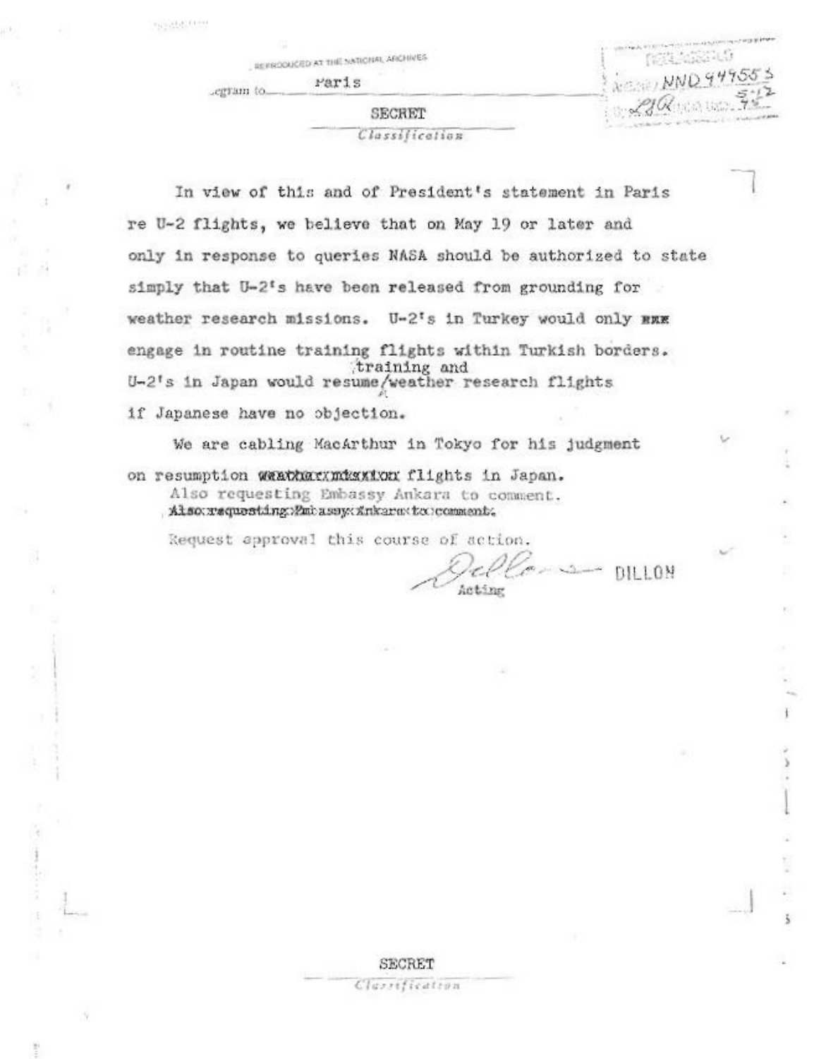REPRODUCED AT THE NATIONAL ARCHIVES

Telegram to Paris

SECRET

*Classification*

DECLASSIFIED
Authority NND 947553

In view of this and of President's statement in Paris re U-2 flights, we believe that on May 19 or later and only in response to queries NASA should be authorized to state simply that U-2's have been released from grounding for weather research missions. U-2's in Turkey would only ~~xxx~~ engage in routine training flights within Turkish borders. U-2's in Japan would resume training and weather research flights if Japanese have no objection.

We are cabling MacArthur in Tokyo for his judgment on resumption ~~weather mission~~ flights in Japan. Also requesting Embassy Ankara to comment. ~~Also requesting Embassy Ankara to comment.~~

Request approval this course of action.

DILLON
Acting

SECRET

*Classification*